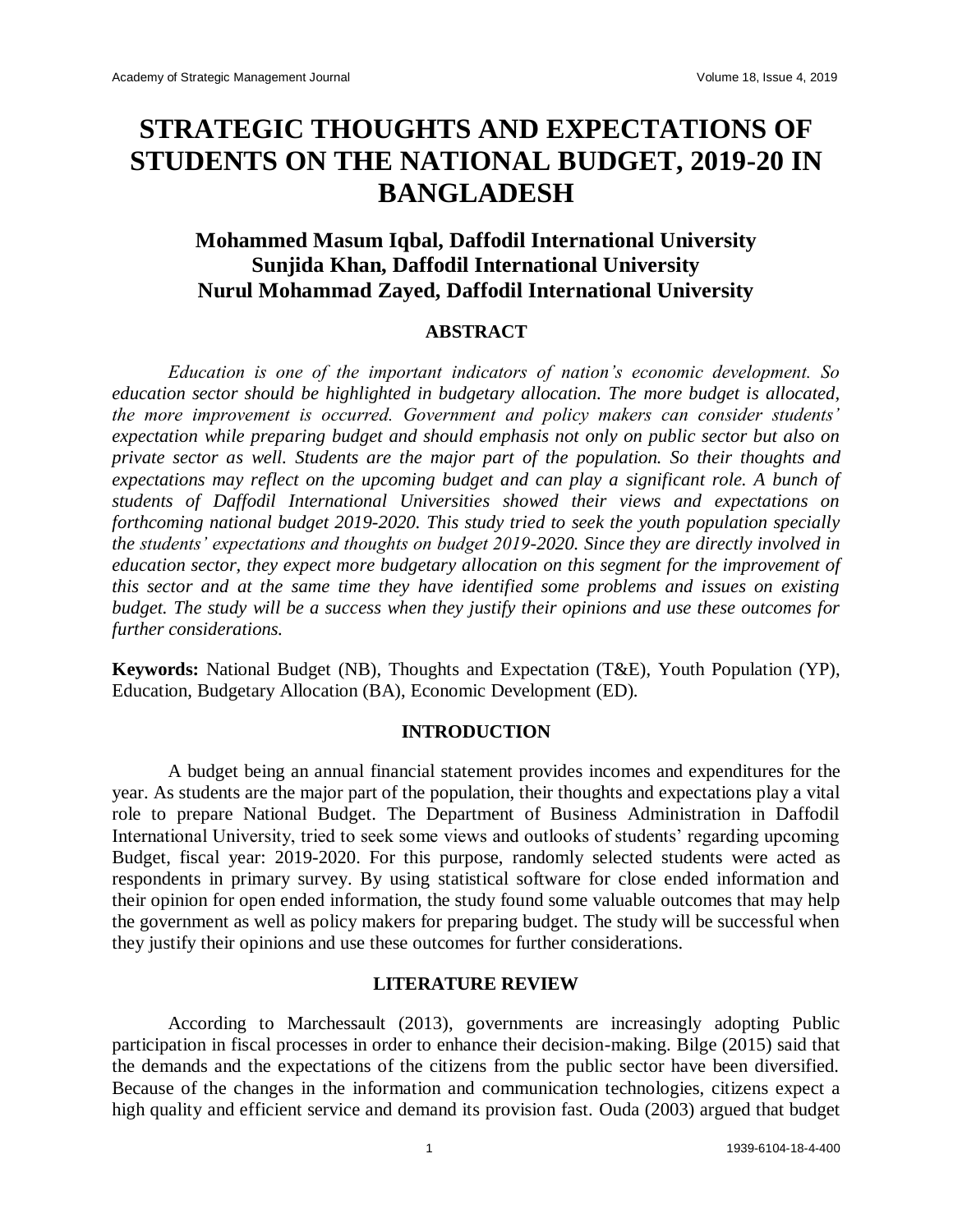# STRATEGIC THOUGHTS AND EXPECTATIONS OF STUDENTS ON THE NATIONAL BUDGET, 2019-20 IN BANGLADESH

## Mohammed Masum Iqbal, Daffodil International University
## Sunjida Khan, Daffodil International University
## Nurul Mohammad Zayed, Daffodil International University

### ABSTRACT

*Education is one of the important indicators of nation's economic development. So education sector should be highlighted in budgetary allocation. The more budget is allocated, the more improvement is occurred. Government and policy makers can consider students' expectation while preparing budget and should emphasis not only on public sector but also on private sector as well. Students are the major part of the population. So their thoughts and expectations may reflect on the upcoming budget and can play a significant role. A bunch of students of Daffodil International Universities showed their views and expectations on forthcoming national budget 2019-2020. This study tried to seek the youth population specially the students' expectations and thoughts on budget 2019-2020. Since they are directly involved in education sector, they expect more budgetary allocation on this segment for the improvement of this sector and at the same time they have identified some problems and issues on existing budget. The study will be a success when they justify their opinions and use these outcomes for further considerations.*

**Keywords:** National Budget (NB), Thoughts and Expectation (T&E), Youth Population (YP), Education, Budgetary Allocation (BA), Economic Development (ED).

### INTRODUCTION

A budget being an annual financial statement provides incomes and expenditures for the year. As students are the major part of the population, their thoughts and expectations play a vital role to prepare National Budget. The Department of Business Administration in Daffodil International University, tried to seek some views and outlooks of students' regarding upcoming Budget, fiscal year: 2019-2020. For this purpose, randomly selected students were acted as respondents in primary survey. By using statistical software for close ended information and their opinion for open ended information, the study found some valuable outcomes that may help the government as well as policy makers for preparing budget. The study will be successful when they justify their opinions and use these outcomes for further considerations.

### LITERATURE REVIEW

According to Marchessault (2013), governments are increasingly adopting Public participation in fiscal processes in order to enhance their decision-making. Bilge (2015) said that the demands and the expectations of the citizens from the public sector have been diversified. Because of the changes in the information and communication technologies, citizens expect a high quality and efficient service and demand its provision fast. Ouda (2003) argued that budget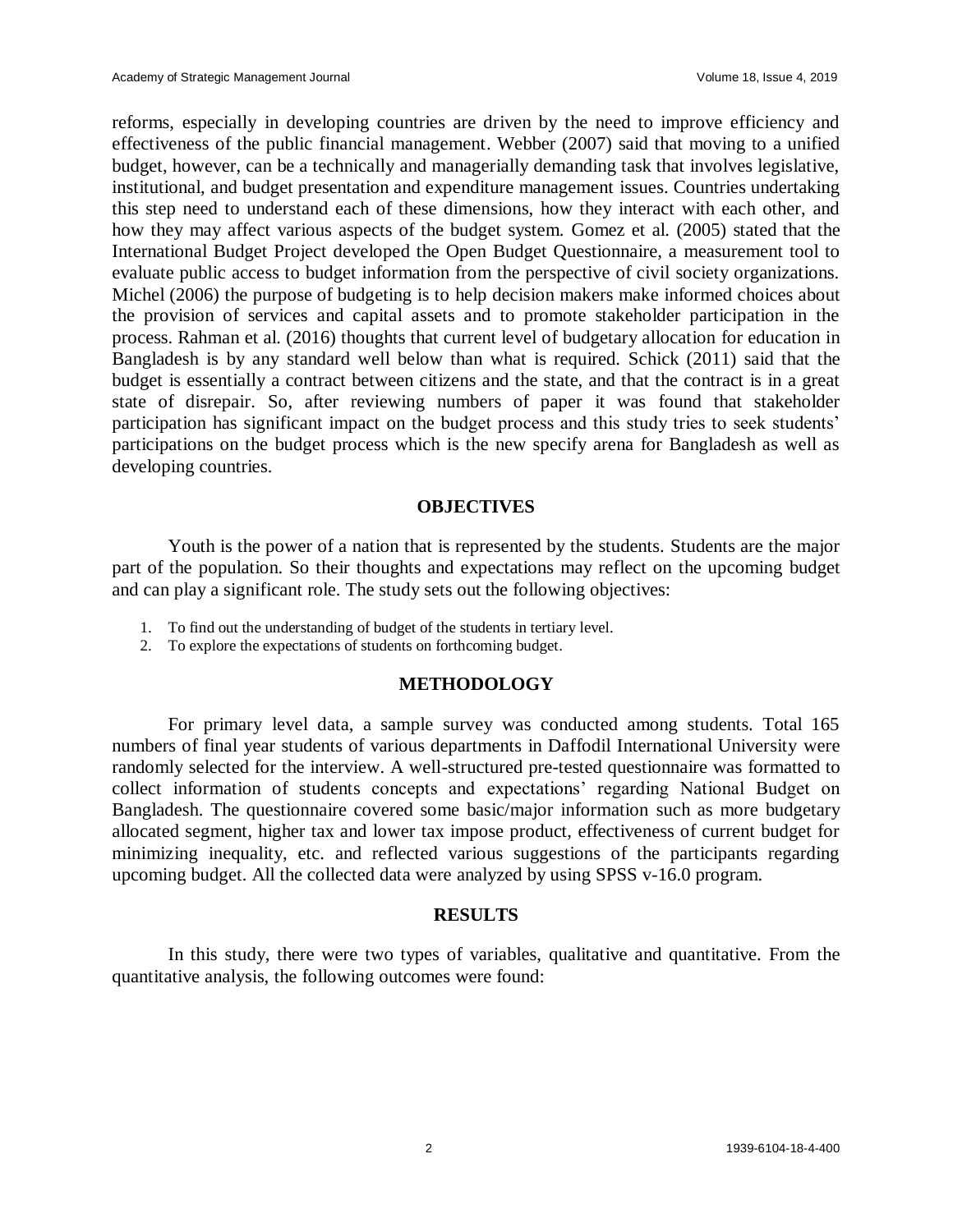reforms, especially in developing countries are driven by the need to improve efficiency and effectiveness of the public financial management. Webber (2007) said that moving to a unified budget, however, can be a technically and managerially demanding task that involves legislative, institutional, and budget presentation and expenditure management issues. Countries undertaking this step need to understand each of these dimensions, how they interact with each other, and how they may affect various aspects of the budget system. Gomez et al. (2005) stated that the International Budget Project developed the Open Budget Questionnaire, a measurement tool to evaluate public access to budget information from the perspective of civil society organizations. Michel (2006) the purpose of budgeting is to help decision makers make informed choices about the provision of services and capital assets and to promote stakeholder participation in the process. Rahman et al. (2016) thoughts that current level of budgetary allocation for education in Bangladesh is by any standard well below than what is required. Schick (2011) said that the budget is essentially a contract between citizens and the state, and that the contract is in a great state of disrepair. So, after reviewing numbers of paper it was found that stakeholder participation has significant impact on the budget process and this study tries to seek students' participations on the budget process which is the new specify arena for Bangladesh as well as developing countries.

## OBJECTIVES

Youth is the power of a nation that is represented by the students. Students are the major part of the population. So their thoughts and expectations may reflect on the upcoming budget and can play a significant role. The study sets out the following objectives:

1. To find out the understanding of budget of the students in tertiary level.
2. To explore the expectations of students on forthcoming budget.

## METHODOLOGY

For primary level data, a sample survey was conducted among students. Total 165 numbers of final year students of various departments in Daffodil International University were randomly selected for the interview. A well-structured pre-tested questionnaire was formatted to collect information of students concepts and expectations' regarding National Budget on Bangladesh. The questionnaire covered some basic/major information such as more budgetary allocated segment, higher tax and lower tax impose product, effectiveness of current budget for minimizing inequality, etc. and reflected various suggestions of the participants regarding upcoming budget. All the collected data were analyzed by using SPSS v-16.0 program.

## RESULTS

In this study, there were two types of variables, qualitative and quantitative. From the quantitative analysis, the following outcomes were found: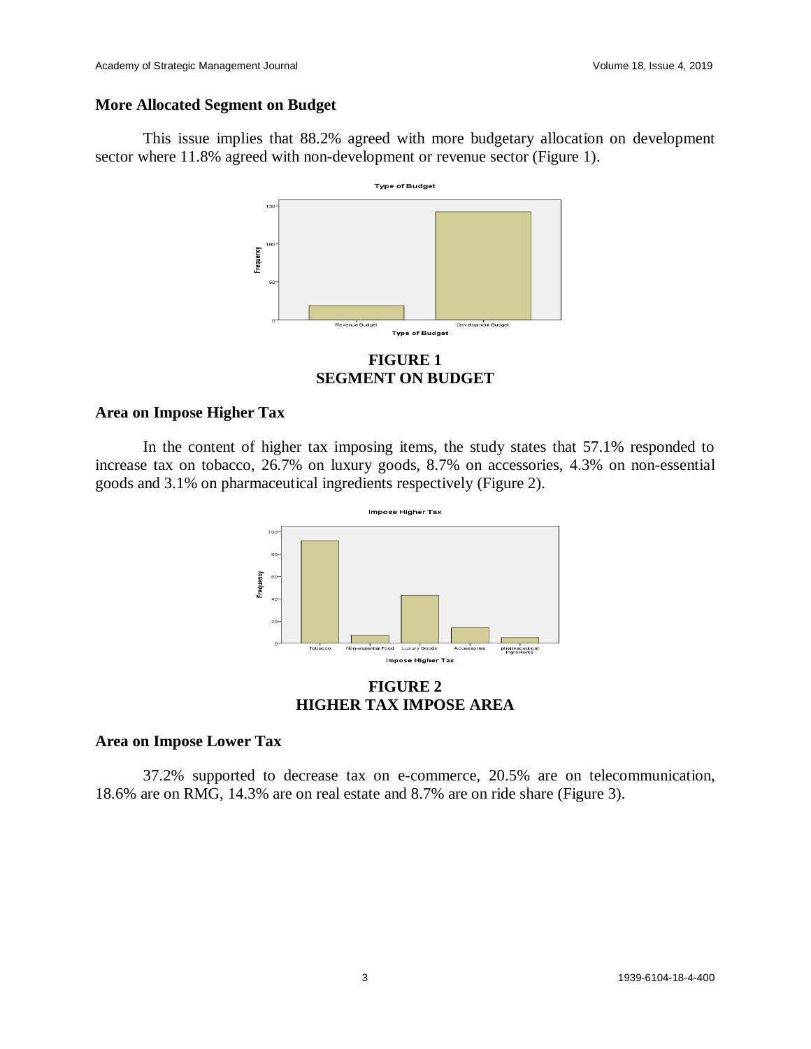## More Allocated Segment on Budget

This issue implies that 88.2% agreed with more budgetary allocation on development sector where 11.8% agreed with non-development or revenue sector (Figure 1).

**FIGURE 1**
**SEGMENT ON BUDGET**

## Area on Impose Higher Tax

In the content of higher tax imposing items, the study states that 57.1% responded to increase tax on tobacco, 26.7% on luxury goods, 8.7% on accessories, 4.3% on non-essential goods and 3.1% on pharmaceutical ingredients respectively (Figure 2).

**FIGURE 2**
**HIGHER TAX IMPOSE AREA**

## Area on Impose Lower Tax

37.2% supported to decrease tax on e-commerce, 20.5% are on telecommunication, 18.6% are on RMG, 14.3% are on real estate and 8.7% are on ride share (Figure 3).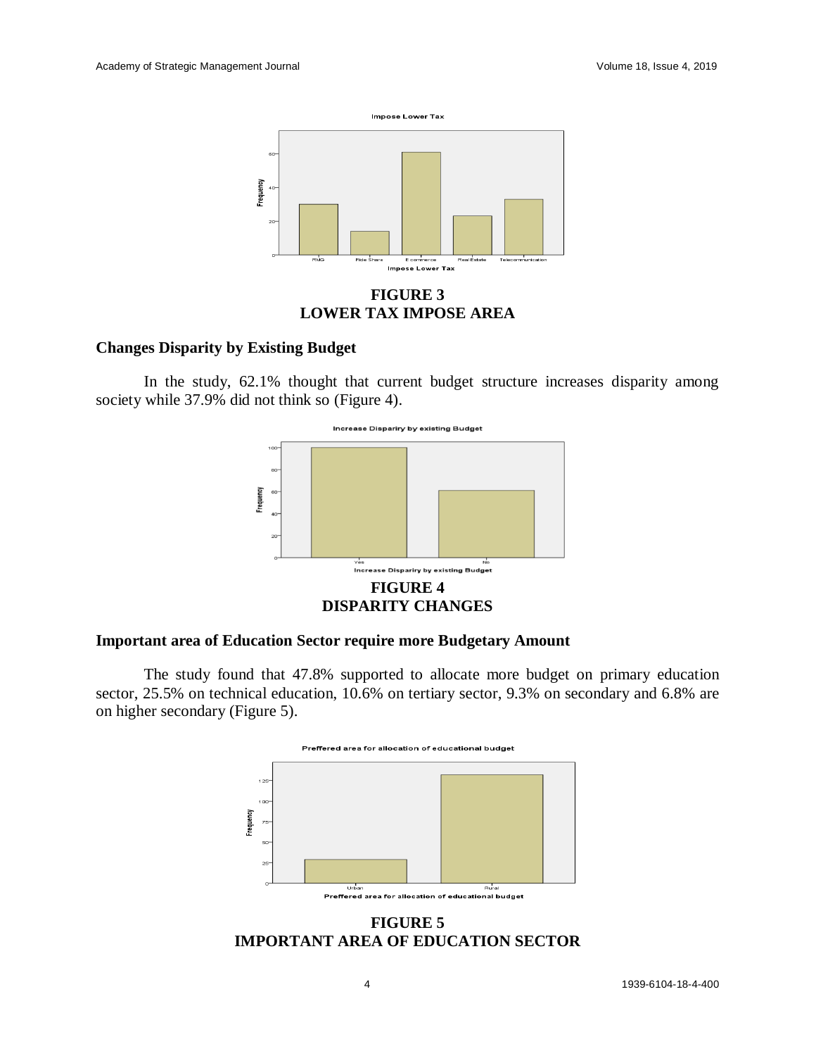FIGURE 3
LOWER TAX IMPOSE AREA

### Changes Disparity by Existing Budget

In the study, 62.1% thought that current budget structure increases disparity among society while 37.9% did not think so (Figure 4).

FIGURE 4
DISPARITY CHANGES

### Important area of Education Sector require more Budgetary Amount

The study found that 47.8% supported to allocate more budget on primary education sector, 25.5% on technical education, 10.6% on tertiary sector, 9.3% on secondary and 6.8% are on higher secondary (Figure 5).

FIGURE 5
IMPORTANT AREA OF EDUCATION SECTOR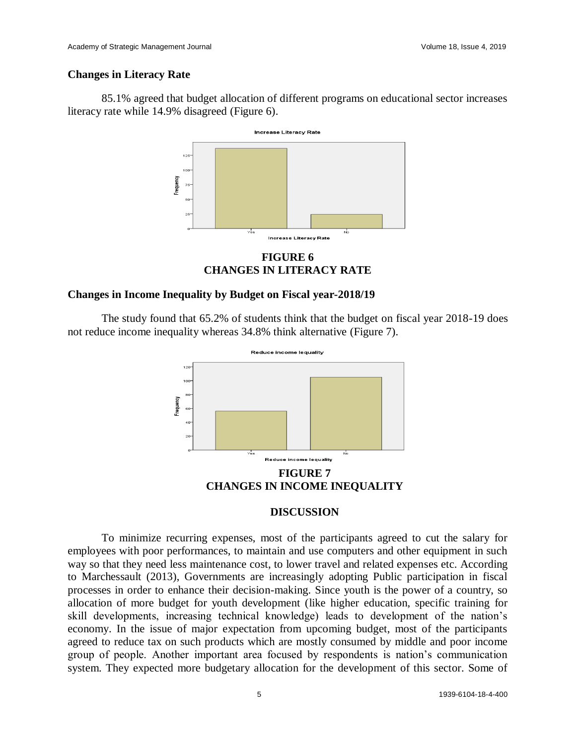### Changes in Literacy Rate

85.1% agreed that budget allocation of different programs on educational sector increases literacy rate while 14.9% disagreed (Figure 6).

**FIGURE 6**
**CHANGES IN LITERACY RATE**

### Changes in Income Inequality by Budget on Fiscal year-2018/19

The study found that 65.2% of students think that the budget on fiscal year 2018-19 does not reduce income inequality whereas 34.8% think alternative (Figure 7).

**FIGURE 7**
**CHANGES IN INCOME INEQUALITY**

## DISCUSSION

To minimize recurring expenses, most of the participants agreed to cut the salary for employees with poor performances, to maintain and use computers and other equipment in such way so that they need less maintenance cost, to lower travel and related expenses etc. According to Marchessault (2013), Governments are increasingly adopting Public participation in fiscal processes in order to enhance their decision-making. Since youth is the power of a country, so allocation of more budget for youth development (like higher education, specific training for skill developments, increasing technical knowledge) leads to development of the nation's economy. In the issue of major expectation from upcoming budget, most of the participants agreed to reduce tax on such products which are mostly consumed by middle and poor income group of people. Another important area focused by respondents is nation's communication system. They expected more budgetary allocation for the development of this sector. Some of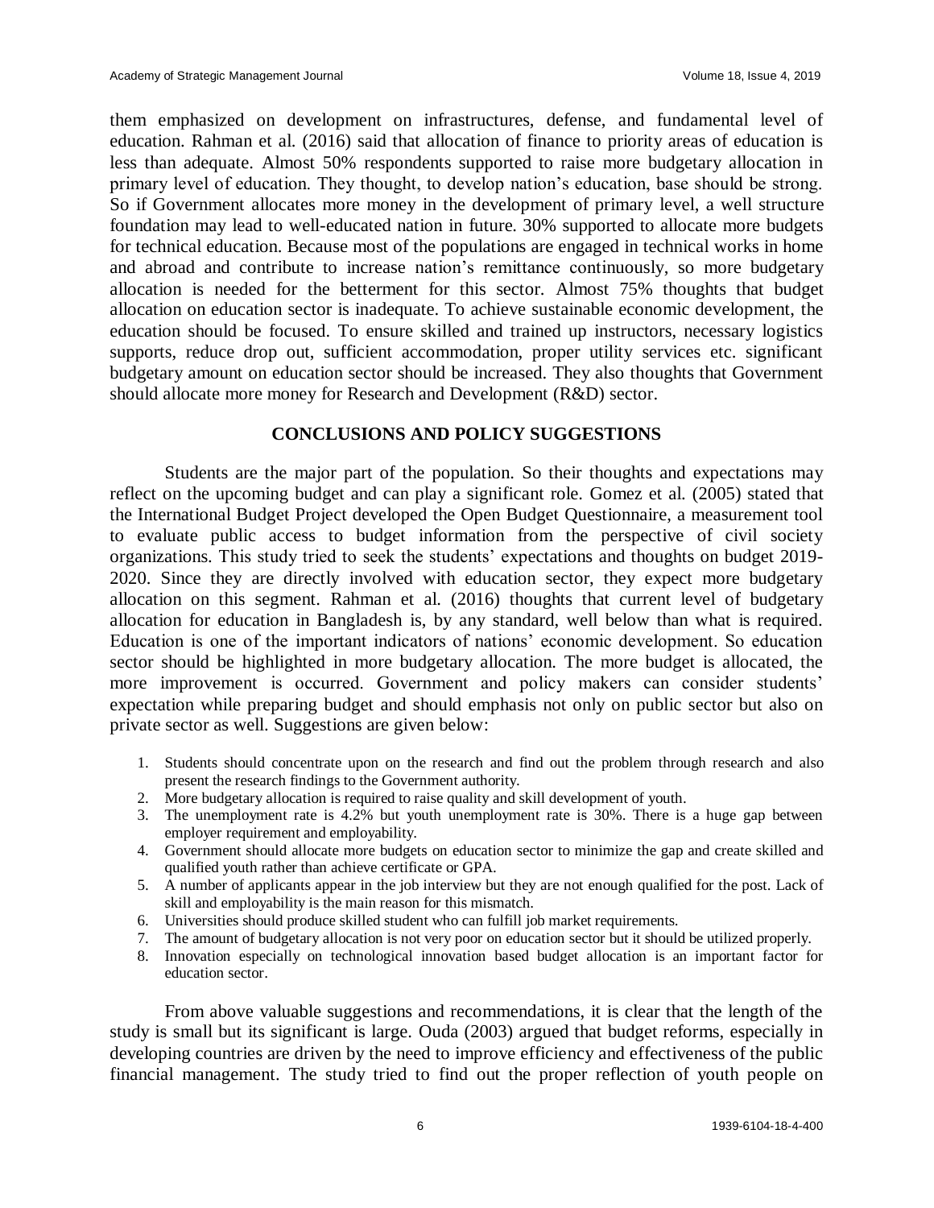them emphasized on development on infrastructures, defense, and fundamental level of education. Rahman et al. (2016) said that allocation of finance to priority areas of education is less than adequate. Almost 50% respondents supported to raise more budgetary allocation in primary level of education. They thought, to develop nation's education, base should be strong. So if Government allocates more money in the development of primary level, a well structure foundation may lead to well-educated nation in future. 30% supported to allocate more budgets for technical education. Because most of the populations are engaged in technical works in home and abroad and contribute to increase nation's remittance continuously, so more budgetary allocation is needed for the betterment for this sector. Almost 75% thoughts that budget allocation on education sector is inadequate. To achieve sustainable economic development, the education should be focused. To ensure skilled and trained up instructors, necessary logistics supports, reduce drop out, sufficient accommodation, proper utility services etc. significant budgetary amount on education sector should be increased. They also thoughts that Government should allocate more money for Research and Development (R&D) sector.

## CONCLUSIONS AND POLICY SUGGESTIONS

Students are the major part of the population. So their thoughts and expectations may reflect on the upcoming budget and can play a significant role. Gomez et al. (2005) stated that the International Budget Project developed the Open Budget Questionnaire, a measurement tool to evaluate public access to budget information from the perspective of civil society organizations. This study tried to seek the students' expectations and thoughts on budget 2019-2020. Since they are directly involved with education sector, they expect more budgetary allocation on this segment. Rahman et al. (2016) thoughts that current level of budgetary allocation for education in Bangladesh is, by any standard, well below than what is required. Education is one of the important indicators of nations' economic development. So education sector should be highlighted in more budgetary allocation. The more budget is allocated, the more improvement is occurred. Government and policy makers can consider students' expectation while preparing budget and should emphasis not only on public sector but also on private sector as well. Suggestions are given below:

1. Students should concentrate upon on the research and find out the problem through research and also present the research findings to the Government authority.
2. More budgetary allocation is required to raise quality and skill development of youth.
3. The unemployment rate is 4.2% but youth unemployment rate is 30%. There is a huge gap between employer requirement and employability.
4. Government should allocate more budgets on education sector to minimize the gap and create skilled and qualified youth rather than achieve certificate or GPA.
5. A number of applicants appear in the job interview but they are not enough qualified for the post. Lack of skill and employability is the main reason for this mismatch.
6. Universities should produce skilled student who can fulfill job market requirements.
7. The amount of budgetary allocation is not very poor on education sector but it should be utilized properly.
8. Innovation especially on technological innovation based budget allocation is an important factor for education sector.

From above valuable suggestions and recommendations, it is clear that the length of the study is small but its significant is large. Ouda (2003) argued that budget reforms, especially in developing countries are driven by the need to improve efficiency and effectiveness of the public financial management. The study tried to find out the proper reflection of youth people on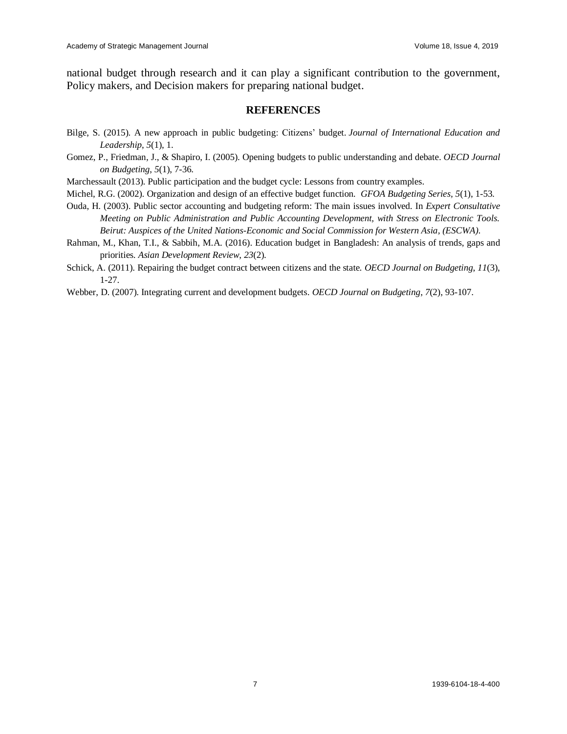national budget through research and it can play a significant contribution to the government, Policy makers, and Decision makers for preparing national budget.

## REFERENCES

Bilge, S. (2015). A new approach in public budgeting: Citizens' budget. *Journal of International Education and Leadership*, *5*(1), 1.

Gomez, P., Friedman, J., & Shapiro, I. (2005). Opening budgets to public understanding and debate. *OECD Journal on Budgeting*, *5*(1), 7-36.

Marchessault (2013). Public participation and the budget cycle: Lessons from country examples.

Michel, R.G. (2002). Organization and design of an effective budget function. *GFOA Budgeting Series*, *5*(1), 1-53.

Ouda, H. (2003). Public sector accounting and budgeting reform: The main issues involved. In *Expert Consultative Meeting on Public Administration and Public Accounting Development, with Stress on Electronic Tools. Beirut: Auspices of the United Nations-Economic and Social Commission for Western Asia, (ESCWA)*.

Rahman, M., Khan, T.I., & Sabbih, M.A. (2016). Education budget in Bangladesh: An analysis of trends, gaps and priorities. *Asian Development Review*, *23*(2).

Schick, A. (2011). Repairing the budget contract between citizens and the state. *OECD Journal on Budgeting*, *11*(3), 1-27.

Webber, D. (2007). Integrating current and development budgets. *OECD Journal on Budgeting*, *7*(2), 93-107.